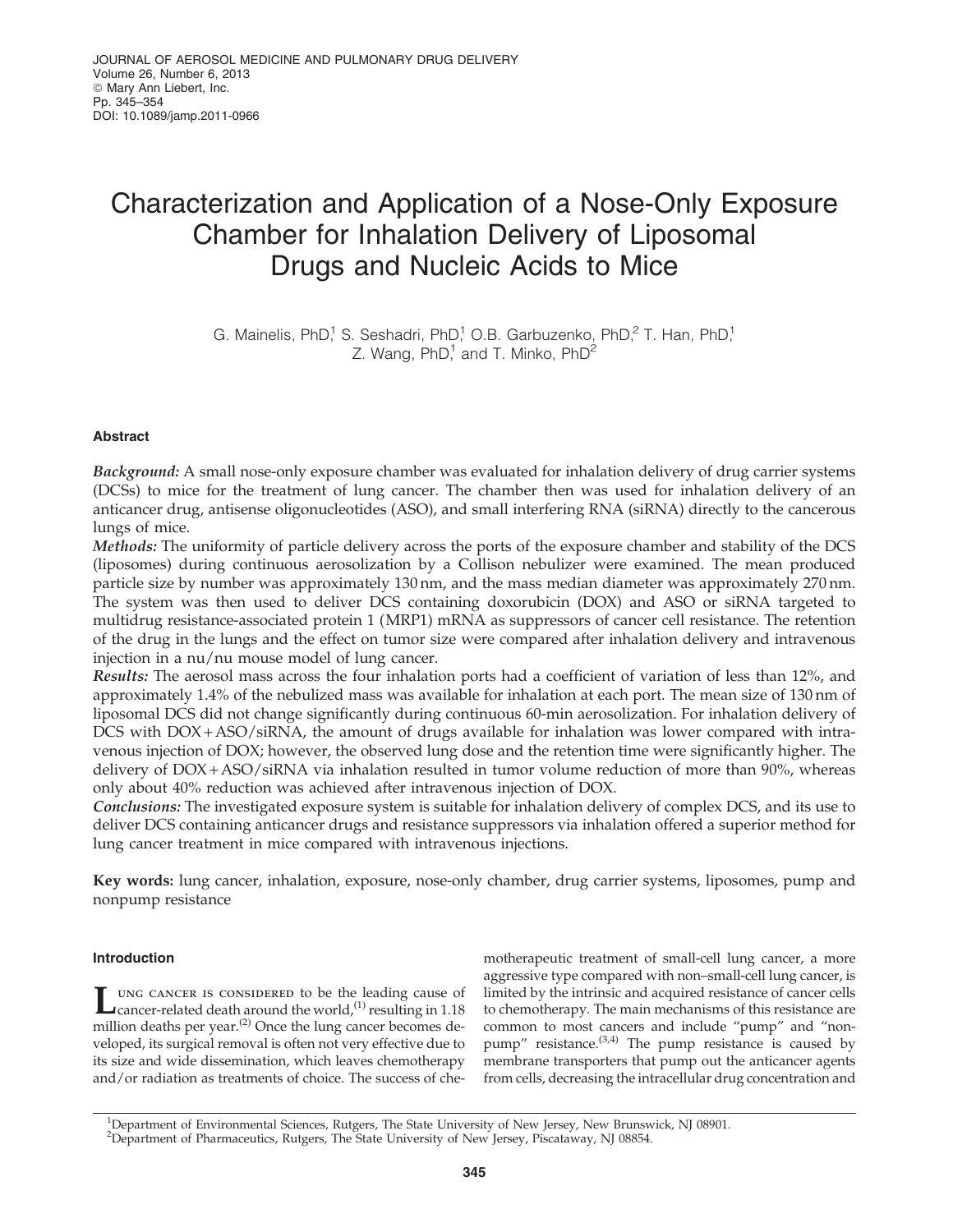# Characterization and Application of a Nose-Only Exposure Chamber for Inhalation Delivery of Liposomal Drugs and Nucleic Acids to Mice

G. Mainelis, PhD,[1] S. Seshadri, PhD,[1] O.B. Garbuzenko, PhD,[2] T. Han, PhD,[1] Z. Wang, PhD,[1] and T. Minko, PhD[2]

## Abstract

***Background:*** A small nose-only exposure chamber was evaluated for inhalation delivery of drug carrier systems (DCSs) to mice for the treatment of lung cancer. The chamber then was used for inhalation delivery of an anticancer drug, antisense oligonucleotides (ASO), and small interfering RNA (siRNA) directly to the cancerous lungs of mice.

***Methods:*** The uniformity of particle delivery across the ports of the exposure chamber and stability of the DCS (liposomes) during continuous aerosolization by a Collison nebulizer were examined. The mean produced particle size by number was approximately 130 nm, and the mass median diameter was approximately 270 nm. The system was then used to deliver DCS containing doxorubicin (DOX) and ASO or siRNA targeted to multidrug resistance-associated protein 1 (MRP1) mRNA as suppressors of cancer cell resistance. The retention of the drug in the lungs and the effect on tumor size were compared after inhalation delivery and intravenous injection in a nu/nu mouse model of lung cancer.

***Results:*** The aerosol mass across the four inhalation ports had a coefficient of variation of less than 12%, and approximately 1.4% of the nebulized mass was available for inhalation at each port. The mean size of 130 nm of liposomal DCS did not change significantly during continuous 60-min aerosolization. For inhalation delivery of DCS with DOX + ASO/siRNA, the amount of drugs available for inhalation was lower compared with intravenous injection of DOX; however, the observed lung dose and the retention time were significantly higher. The delivery of DOX + ASO/siRNA via inhalation resulted in tumor volume reduction of more than 90%, whereas only about 40% reduction was achieved after intravenous injection of DOX.

***Conclusions:*** The investigated exposure system is suitable for inhalation delivery of complex DCS, and its use to deliver DCS containing anticancer drugs and resistance suppressors via inhalation offered a superior method for lung cancer treatment in mice compared with intravenous injections.

**Key words:** lung cancer, inhalation, exposure, nose-only chamber, drug carrier systems, liposomes, pump and nonpump resistance

## Introduction

Lung cancer is considered to be the leading cause of cancer-related death around the world,[1] resulting in 1.18 million deaths per year.[2] Once the lung cancer becomes developed, its surgical removal is often not very effective due to its size and wide dissemination, which leaves chemotherapy and/or radiation as treatments of choice. The success of chemotherapeutic treatment of small-cell lung cancer, a more aggressive type compared with non–small-cell lung cancer, is limited by the intrinsic and acquired resistance of cancer cells to chemotherapy. The main mechanisms of this resistance are common to most cancers and include "pump" and "nonpump" resistance.[3,4] The pump resistance is caused by membrane transporters that pump out the anticancer agents from cells, decreasing the intracellular drug concentration and

[1]Department of Environmental Sciences, Rutgers, The State University of New Jersey, New Brunswick, NJ 08901.
[2]Department of Pharmaceutics, Rutgers, The State University of New Jersey, Piscataway, NJ 08854.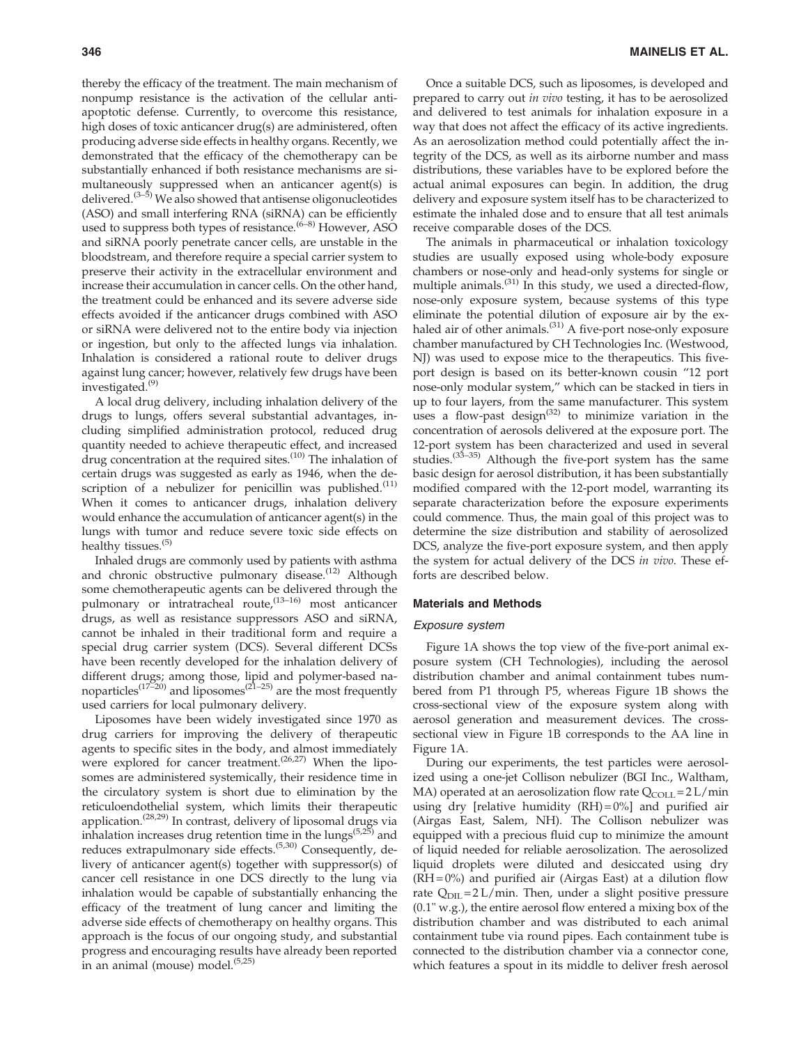thereby the efficacy of the treatment. The main mechanism of nonpump resistance is the activation of the cellular antiapoptotic defense. Currently, to overcome this resistance, high doses of toxic anticancer drug(s) are administered, often producing adverse side effects in healthy organs. Recently, we demonstrated that the efficacy of the chemotherapy can be substantially enhanced if both resistance mechanisms are simultaneously suppressed when an anticancer agent(s) is delivered.[3–5] We also showed that antisense oligonucleotides (ASO) and small interfering RNA (siRNA) can be efficiently used to suppress both types of resistance.[6–8] However, ASO and siRNA poorly penetrate cancer cells, are unstable in the bloodstream, and therefore require a special carrier system to preserve their activity in the extracellular environment and increase their accumulation in cancer cells. On the other hand, the treatment could be enhanced and its severe adverse side effects avoided if the anticancer drugs combined with ASO or siRNA were delivered not to the entire body via injection or ingestion, but only to the affected lungs via inhalation. Inhalation is considered a rational route to deliver drugs against lung cancer; however, relatively few drugs have been investigated.[9]

A local drug delivery, including inhalation delivery of the drugs to lungs, offers several substantial advantages, including simplified administration protocol, reduced drug quantity needed to achieve therapeutic effect, and increased drug concentration at the required sites.[10] The inhalation of certain drugs was suggested as early as 1946, when the description of a nebulizer for penicillin was published.[11] When it comes to anticancer drugs, inhalation delivery would enhance the accumulation of anticancer agent(s) in the lungs with tumor and reduce severe toxic side effects on healthy tissues.[5]

Inhaled drugs are commonly used by patients with asthma and chronic obstructive pulmonary disease.[12] Although some chemotherapeutic agents can be delivered through the pulmonary or intratracheal route,[13–16] most anticancer drugs, as well as resistance suppressors ASO and siRNA, cannot be inhaled in their traditional form and require a special drug carrier system (DCS). Several different DCSs have been recently developed for the inhalation delivery of different drugs; among those, lipid and polymer-based nanoparticles[17–20] and liposomes[21–25] are the most frequently used carriers for local pulmonary delivery.

Liposomes have been widely investigated since 1970 as drug carriers for improving the delivery of therapeutic agents to specific sites in the body, and almost immediately were explored for cancer treatment.[26,27] When the liposomes are administered systemically, their residence time in the circulatory system is short due to elimination by the reticuloendothelial system, which limits their therapeutic application.[28,29] In contrast, delivery of liposomal drugs via inhalation increases drug retention time in the lungs[5,25] and reduces extrapulmonary side effects.[5,30] Consequently, delivery of anticancer agent(s) together with suppressor(s) of cancer cell resistance in one DCS directly to the lung via inhalation would be capable of substantially enhancing the efficacy of the treatment of lung cancer and limiting the adverse side effects of chemotherapy on healthy organs. This approach is the focus of our ongoing study, and substantial progress and encouraging results have already been reported in an animal (mouse) model.[5,25]

Once a suitable DCS, such as liposomes, is developed and prepared to carry out *in vivo* testing, it has to be aerosolized and delivered to test animals for inhalation exposure in a way that does not affect the efficacy of its active ingredients. As an aerosolization method could potentially affect the integrity of the DCS, as well as its airborne number and mass distributions, these variables have to be explored before the actual animal exposures can begin. In addition, the drug delivery and exposure system itself has to be characterized to estimate the inhaled dose and to ensure that all test animals receive comparable doses of the DCS.

The animals in pharmaceutical or inhalation toxicology studies are usually exposed using whole-body exposure chambers or nose-only and head-only systems for single or multiple animals.[31] In this study, we used a directed-flow, nose-only exposure system, because systems of this type eliminate the potential dilution of exposure air by the exhaled air of other animals.[31] A five-port nose-only exposure chamber manufactured by CH Technologies Inc. (Westwood, NJ) was used to expose mice to the therapeutics. This five-port design is based on its better-known cousin "12 port nose-only modular system," which can be stacked in tiers in up to four layers, from the same manufacturer. This system uses a flow-past design[32] to minimize variation in the concentration of aerosols delivered at the exposure port. The 12-port system has been characterized and used in several studies.[33–35] Although the five-port system has the same basic design for aerosol distribution, it has been substantially modified compared with the 12-port model, warranting its separate characterization before the exposure experiments could commence. Thus, the main goal of this project was to determine the size distribution and stability of aerosolized DCS, analyze the five-port exposure system, and then apply the system for actual delivery of the DCS *in vivo*. These efforts are described below.

## Materials and Methods

### Exposure system

Figure 1A shows the top view of the five-port animal exposure system (CH Technologies), including the aerosol distribution chamber and animal containment tubes numbered from P1 through P5, whereas Figure 1B shows the cross-sectional view of the exposure system along with aerosol generation and measurement devices. The cross-sectional view in Figure 1B corresponds to the AA line in Figure 1A.

During our experiments, the test particles were aerosolized using a one-jet Collison nebulizer (BGI Inc., Waltham, MA) operated at an aerosolization flow rate $Q_{COLL} = 2\,L/min$ using dry [relative humidity (RH) = 0%] and purified air (Airgas East, Salem, NH). The Collison nebulizer was equipped with a precious fluid cup to minimize the amount of liquid needed for reliable aerosolization. The aerosolized liquid droplets were diluted and desiccated using dry (RH = 0%) and purified air (Airgas East) at a dilution flow rate $Q_{DIL} = 2\,L/min$. Then, under a slight positive pressure (0.1" w.g.), the entire aerosol flow entered a mixing box of the distribution chamber and was distributed to each animal containment tube via round pipes. Each containment tube is connected to the distribution chamber via a connector cone, which features a spout in its middle to deliver fresh aerosol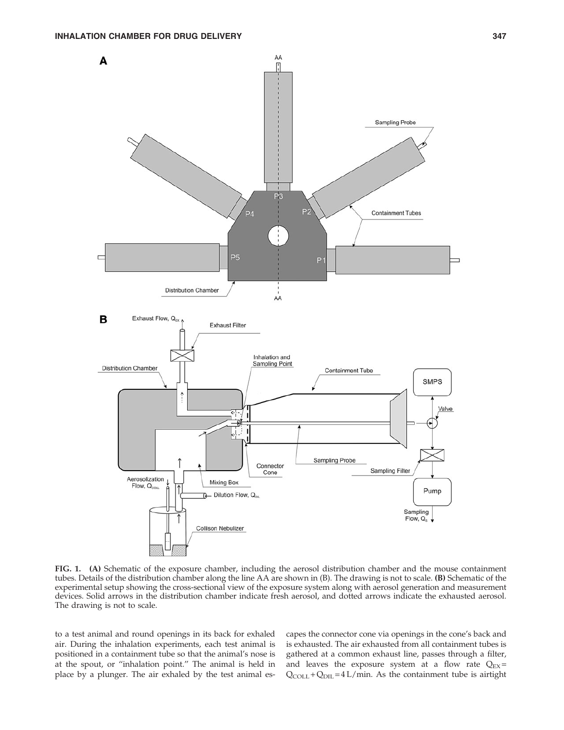**FIG. 1.** **(A)** Schematic of the exposure chamber, including the aerosol distribution chamber and the mouse containment tubes. Details of the distribution chamber along the line AA are shown in (B). The drawing is not to scale. **(B)** Schematic of the experimental setup showing the cross-sectional view of the exposure system along with aerosol generation and measurement devices. Solid arrows in the distribution chamber indicate fresh aerosol, and dotted arrows indicate the exhausted aerosol. The drawing is not to scale.

to a test animal and round openings in its back for exhaled air. During the inhalation experiments, each test animal is positioned in a containment tube so that the animal's nose is at the spout, or "inhalation point." The animal is held in place by a plunger. The air exhaled by the test animal escapes the connector cone via openings in the cone's back and is exhausted. The air exhausted from all containment tubes is gathered at a common exhaust line, passes through a filter, and leaves the exposure system at a flow rate $Q_{EX} = Q_{COLL} + Q_{DIL} = 4\,L/min$. As the containment tube is airtight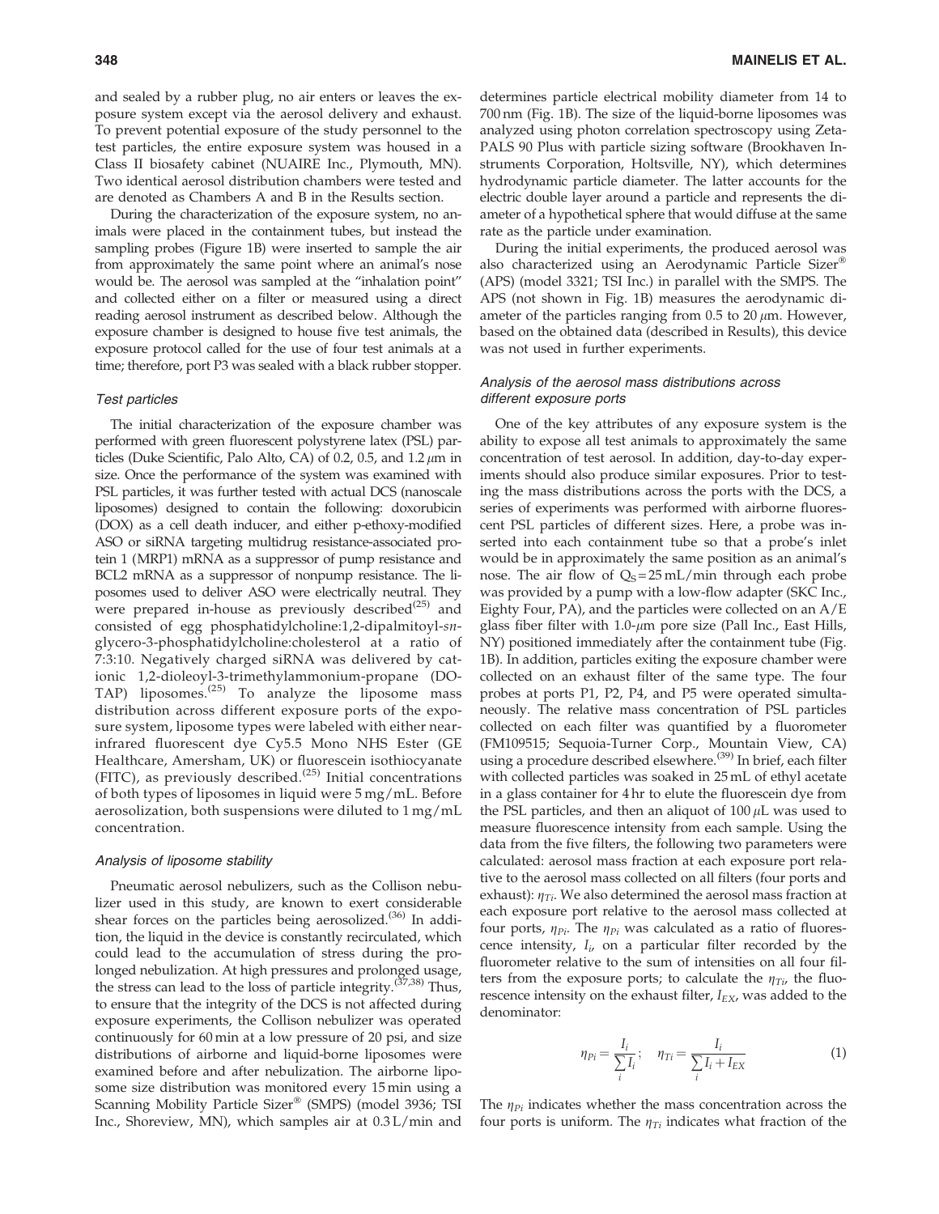and sealed by a rubber plug, no air enters or leaves the exposure system except via the aerosol delivery and exhaust. To prevent potential exposure of the study personnel to the test particles, the entire exposure system was housed in a Class II biosafety cabinet (NUAIRE Inc., Plymouth, MN). Two identical aerosol distribution chambers were tested and are denoted as Chambers A and B in the Results section.

During the characterization of the exposure system, no animals were placed in the containment tubes, but instead the sampling probes (Figure 1B) were inserted to sample the air from approximately the same point where an animal's nose would be. The aerosol was sampled at the "inhalation point" and collected either on a filter or measured using a direct reading aerosol instrument as described below. Although the exposure chamber is designed to house five test animals, the exposure protocol called for the use of four test animals at a time; therefore, port P3 was sealed with a black rubber stopper.

### Test particles

The initial characterization of the exposure chamber was performed with green fluorescent polystyrene latex (PSL) particles (Duke Scientific, Palo Alto, CA) of 0.2, 0.5, and 1.2 $\mu$m in size. Once the performance of the system was examined with PSL particles, it was further tested with actual DCS (nanoscale liposomes) designed to contain the following: doxorubicin (DOX) as a cell death inducer, and either p-ethoxy-modified ASO or siRNA targeting multidrug resistance-associated protein 1 (MRP1) mRNA as a suppressor of pump resistance and BCL2 mRNA as a suppressor of nonpump resistance. The liposomes used to deliver ASO were electrically neutral. They were prepared in-house as previously described[25] and consisted of egg phosphatidylcholine:1,2-dipalmitoyl-*sn*-glycero-3-phosphatidylcholine:cholesterol at a ratio of 7:3:10. Negatively charged siRNA was delivered by cationic 1,2-dioleoyl-3-trimethylammonium-propane (DOTAP) liposomes.[25] To analyze the liposome mass distribution across different exposure ports of the exposure system, liposome types were labeled with either near-infrared fluorescent dye Cy5.5 Mono NHS Ester (GE Healthcare, Amersham, UK) or fluorescein isothiocyanate (FITC), as previously described.[25] Initial concentrations of both types of liposomes in liquid were 5 mg/mL. Before aerosolization, both suspensions were diluted to 1 mg/mL concentration.

### Analysis of liposome stability

Pneumatic aerosol nebulizers, such as the Collison nebulizer used in this study, are known to exert considerable shear forces on the particles being aerosolized.[36] In addition, the liquid in the device is constantly recirculated, which could lead to the accumulation of stress during the prolonged nebulization. At high pressures and prolonged usage, the stress can lead to the loss of particle integrity.[37,38] Thus, to ensure that the integrity of the DCS is not affected during exposure experiments, the Collison nebulizer was operated continuously for 60 min at a low pressure of 20 psi, and size distributions of airborne and liquid-borne liposomes were examined before and after nebulization. The airborne liposome size distribution was monitored every 15 min using a Scanning Mobility Particle Sizer® (SMPS) (model 3936; TSI Inc., Shoreview, MN), which samples air at 0.3 L/min and determines particle electrical mobility diameter from 14 to 700 nm (Fig. 1B). The size of the liquid-borne liposomes was analyzed using photon correlation spectroscopy using ZetaPALS 90 Plus with particle sizing software (Brookhaven Instruments Corporation, Holtsville, NY), which determines hydrodynamic particle diameter. The latter accounts for the electric double layer around a particle and represents the diameter of a hypothetical sphere that would diffuse at the same rate as the particle under examination.

During the initial experiments, the produced aerosol was also characterized using an Aerodynamic Particle Sizer® (APS) (model 3321; TSI Inc.) in parallel with the SMPS. The APS (not shown in Fig. 1B) measures the aerodynamic diameter of the particles ranging from 0.5 to 20 $\mu$m. However, based on the obtained data (described in Results), this device was not used in further experiments.

### Analysis of the aerosol mass distributions across different exposure ports

One of the key attributes of any exposure system is the ability to expose all test animals to approximately the same concentration of test aerosol. In addition, day-to-day experiments should also produce similar exposures. Prior to testing the mass distributions across the ports with the DCS, a series of experiments was performed with airborne fluorescent PSL particles of different sizes. Here, a probe was inserted into each containment tube so that a probe's inlet would be in approximately the same position as an animal's nose. The air flow of $Q_S = 25$ mL/min through each probe was provided by a pump with a low-flow adapter (SKC Inc., Eighty Four, PA), and the particles were collected on an A/E glass fiber filter with 1.0-$\mu$m pore size (Pall Inc., East Hills, NY) positioned immediately after the containment tube (Fig. 1B). In addition, particles exiting the exposure chamber were collected on an exhaust filter of the same type. The four probes at ports P1, P2, P4, and P5 were operated simultaneously. The relative mass concentration of PSL particles collected on each filter was quantified by a fluorometer (FM109515; Sequoia-Turner Corp., Mountain View, CA) using a procedure described elsewhere.[39] In brief, each filter with collected particles was soaked in 25 mL of ethyl acetate in a glass container for 4 hr to elute the fluorescein dye from the PSL particles, and then an aliquot of 100 $\mu$L was used to measure fluorescence intensity from each sample. Using the data from the five filters, the following two parameters were calculated: aerosol mass fraction at each exposure port relative to the aerosol mass collected on all filters (four ports and exhaust): $\eta_{Ti}$. We also determined the aerosol mass fraction at each exposure port relative to the aerosol mass collected at four ports, $\eta_{Pi}$. The $\eta_{Pi}$ was calculated as a ratio of fluorescence intensity, $I_i$, on a particular filter recorded by the fluorometer relative to the sum of intensities on all four filters from the exposure ports; to calculate the $\eta_{Ti}$, the fluorescence intensity on the exhaust filter, $I_{EX}$, was added to the denominator:

$$\eta_{Pi} = \frac{I_i}{\sum_i I_i}; \quad \eta_{Ti} = \frac{I_i}{\sum_i I_i + I_{EX}} \tag{1}$$

The $\eta_{Pi}$ indicates whether the mass concentration across the four ports is uniform. The $\eta_{Ti}$ indicates what fraction of the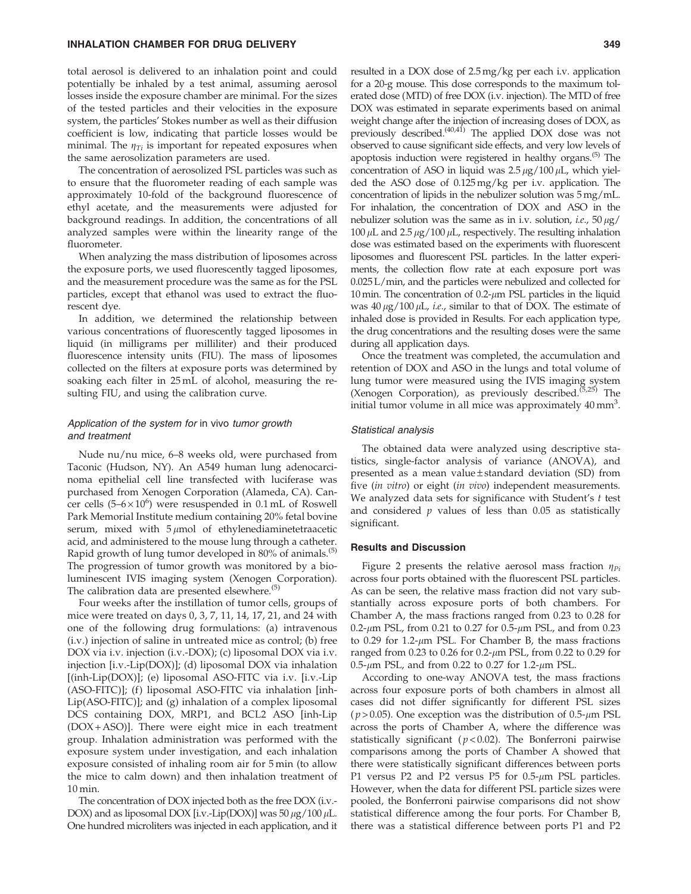total aerosol is delivered to an inhalation point and could potentially be inhaled by a test animal, assuming aerosol losses inside the exposure chamber are minimal. For the sizes of the tested particles and their velocities in the exposure system, the particles' Stokes number as well as their diffusion coefficient is low, indicating that particle losses would be minimal. The $\eta_{Ti}$ is important for repeated exposures when the same aerosolization parameters are used.

The concentration of aerosolized PSL particles was such as to ensure that the fluorometer reading of each sample was approximately 10-fold of the background fluorescence of ethyl acetate, and the measurements were adjusted for background readings. In addition, the concentrations of all analyzed samples were within the linearity range of the fluorometer.

When analyzing the mass distribution of liposomes across the exposure ports, we used fluorescently tagged liposomes, and the measurement procedure was the same as for the PSL particles, except that ethanol was used to extract the fluorescent dye.

In addition, we determined the relationship between various concentrations of fluorescently tagged liposomes in liquid (in milligrams per milliliter) and their produced fluorescence intensity units (FIU). The mass of liposomes collected on the filters at exposure ports was determined by soaking each filter in 25 mL of alcohol, measuring the resulting FIU, and using the calibration curve.

### *Application of the system for* in vivo *tumor growth and treatment*

Nude nu/nu mice, 6–8 weeks old, were purchased from Taconic (Hudson, NY). An A549 human lung adenocarcinoma epithelial cell line transfected with luciferase was purchased from Xenogen Corporation (Alameda, CA). Cancer cells ($5–6 \times 10^6$) were resuspended in 0.1 mL of Roswell Park Memorial Institute medium containing 20% fetal bovine serum, mixed with 5 $\mu$mol of ethylenediaminetetraacetic acid, and administered to the mouse lung through a catheter. Rapid growth of lung tumor developed in 80% of animals.[5] The progression of tumor growth was monitored by a bioluminescent IVIS imaging system (Xenogen Corporation). The calibration data are presented elsewhere.[5]

Four weeks after the instillation of tumor cells, groups of mice were treated on days 0, 3, 7, 11, 14, 17, 21, and 24 with one of the following drug formulations: (a) intravenous (i.v.) injection of saline in untreated mice as control; (b) free DOX via i.v. injection (i.v.-DOX); (c) liposomal DOX via i.v. injection [i.v.-Lip(DOX)]; (d) liposomal DOX via inhalation [(inh-Lip(DOX)]; (e) liposomal ASO-FITC via i.v. [i.v.-Lip (ASO-FITC)]; (f) liposomal ASO-FITC via inhalation [inh-Lip(ASO-FITC)]; and (g) inhalation of a complex liposomal DCS containing DOX, MRP1, and BCL2 ASO [inh-Lip (DOX+ASO)]. There were eight mice in each treatment group. Inhalation administration was performed with the exposure system under investigation, and each inhalation exposure consisted of inhaling room air for 5 min (to allow the mice to calm down) and then inhalation treatment of 10 min.

The concentration of DOX injected both as the free DOX (i.v.-DOX) and as liposomal DOX [i.v.-Lip(DOX)] was 50 $\mu$g/100 $\mu$L. One hundred microliters was injected in each application, and it resulted in a DOX dose of 2.5 mg/kg per each i.v. application for a 20-g mouse. This dose corresponds to the maximum tolerated dose (MTD) of free DOX (i.v. injection). The MTD of free DOX was estimated in separate experiments based on animal weight change after the injection of increasing doses of DOX, as previously described.[40,41] The applied DOX dose was not observed to cause significant side effects, and very low levels of apoptosis induction were registered in healthy organs.[5] The concentration of ASO in liquid was 2.5 $\mu$g/100 $\mu$L, which yielded the ASO dose of 0.125 mg/kg per i.v. application. The concentration of lipids in the nebulizer solution was 5 mg/mL. For inhalation, the concentration of DOX and ASO in the nebulizer solution was the same as in i.v. solution, *i.e.*, 50 $\mu$g/100 $\mu$L and 2.5 $\mu$g/100 $\mu$L, respectively. The resulting inhalation dose was estimated based on the experiments with fluorescent liposomes and fluorescent PSL particles. In the latter experiments, the collection flow rate at each exposure port was 0.025 L/min, and the particles were nebulized and collected for 10 min. The concentration of 0.2-$\mu$m PSL particles in the liquid was 40 $\mu$g/100 $\mu$L, *i.e.*, similar to that of DOX. The estimate of inhaled dose is provided in Results. For each application type, the drug concentrations and the resulting doses were the same during all application days.

Once the treatment was completed, the accumulation and retention of DOX and ASO in the lungs and total volume of lung tumor were measured using the IVIS imaging system (Xenogen Corporation), as previously described.[5,25] The initial tumor volume in all mice was approximately 40 mm$^3$.

### *Statistical analysis*

The obtained data were analyzed using descriptive statistics, single-factor analysis of variance (ANOVA), and presented as a mean value ± standard deviation (SD) from five (*in vitro*) or eight (*in vivo*) independent measurements. We analyzed data sets for significance with Student's *t* test and considered $p$ values of less than 0.05 as statistically significant.

## Results and Discussion

Figure 2 presents the relative aerosol mass fraction $\eta_{Pi}$ across four ports obtained with the fluorescent PSL particles. As can be seen, the relative mass fraction did not vary substantially across exposure ports of both chambers. For Chamber A, the mass fractions ranged from 0.23 to 0.28 for 0.2-$\mu$m PSL, from 0.21 to 0.27 for 0.5-$\mu$m PSL, and from 0.23 to 0.29 for 1.2-$\mu$m PSL. For Chamber B, the mass fractions ranged from 0.23 to 0.26 for 0.2-$\mu$m PSL, from 0.22 to 0.29 for 0.5-$\mu$m PSL, and from 0.22 to 0.27 for 1.2-$\mu$m PSL.

According to one-way ANOVA test, the mass fractions across four exposure ports of both chambers in almost all cases did not differ significantly for different PSL sizes ($p > 0.05$). One exception was the distribution of 0.5-$\mu$m PSL across the ports of Chamber A, where the difference was statistically significant ($p < 0.02$). The Bonferroni pairwise comparisons among the ports of Chamber A showed that there were statistically significant differences between ports P1 versus P2 and P2 versus P5 for 0.5-$\mu$m PSL particles. However, when the data for different PSL particle sizes were pooled, the Bonferroni pairwise comparisons did not show statistical difference among the four ports. For Chamber B, there was a statistical difference between ports P1 and P2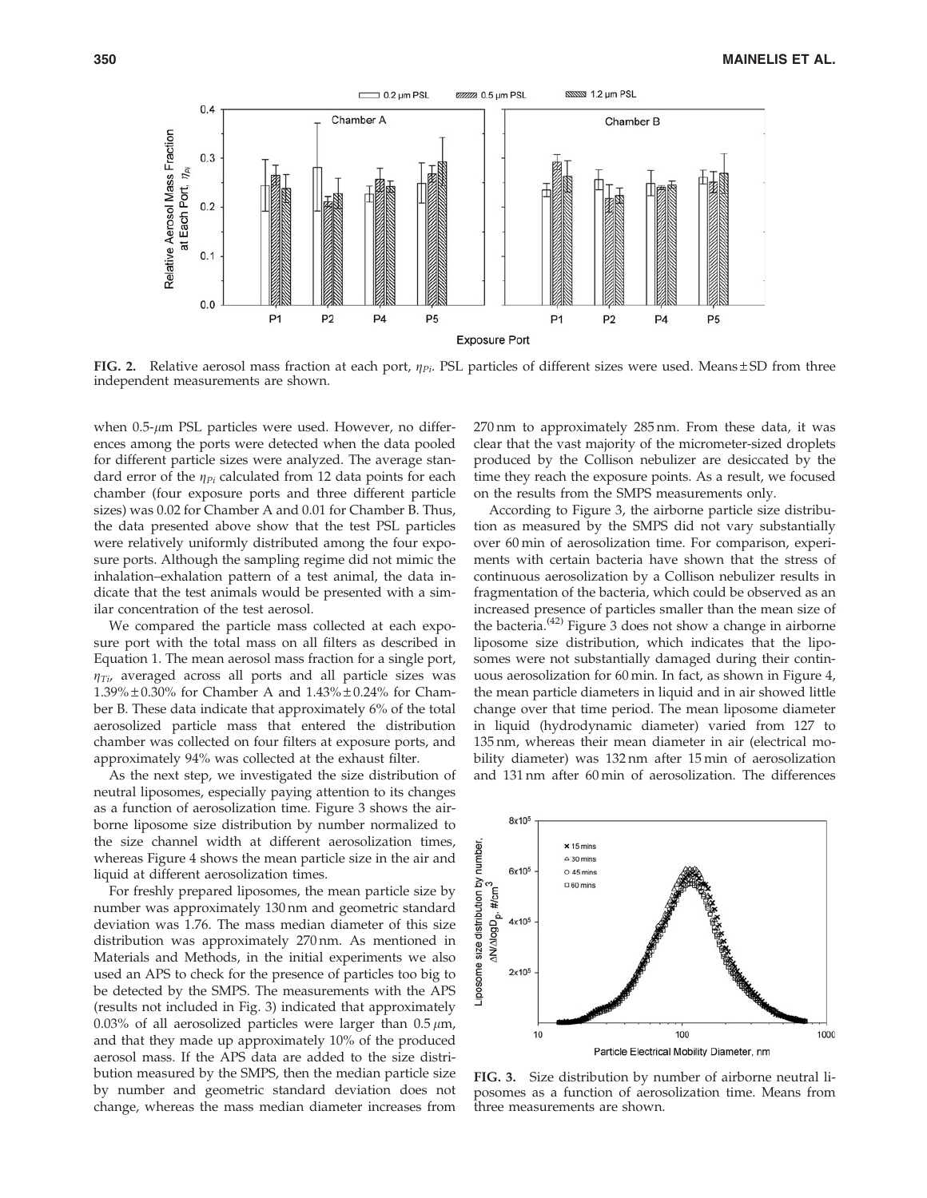**FIG. 2.** Relative aerosol mass fraction at each port, $\eta_{Pi}$. PSL particles of different sizes were used. Means ± SD from three independent measurements are shown.

when 0.5-$\mu$m PSL particles were used. However, no differences among the ports were detected when the data pooled for different particle sizes were analyzed. The average standard error of the $\eta_{Pi}$ calculated from 12 data points for each chamber (four exposure ports and three different particle sizes) was 0.02 for Chamber A and 0.01 for Chamber B. Thus, the data presented above show that the test PSL particles were relatively uniformly distributed among the four exposure ports. Although the sampling regime did not mimic the inhalation–exhalation pattern of a test animal, the data indicate that the test animals would be presented with a similar concentration of the test aerosol.

We compared the particle mass collected at each exposure port with the total mass on all filters as described in Equation 1. The mean aerosol mass fraction for a single port, $\eta_{Ti}$, averaged across all ports and all particle sizes was 1.39% ± 0.30% for Chamber A and 1.43% ± 0.24% for Chamber B. These data indicate that approximately 6% of the total aerosolized particle mass that entered the distribution chamber was collected on four filters at exposure ports, and approximately 94% was collected at the exhaust filter.

As the next step, we investigated the size distribution of neutral liposomes, especially paying attention to its changes as a function of aerosolization time. Figure 3 shows the airborne liposome size distribution by number normalized to the size channel width at different aerosolization times, whereas Figure 4 shows the mean particle size in the air and liquid at different aerosolization times.

For freshly prepared liposomes, the mean particle size by number was approximately 130 nm and geometric standard deviation was 1.76. The mass median diameter of this size distribution was approximately 270 nm. As mentioned in Materials and Methods, in the initial experiments we also used an APS to check for the presence of particles too big to be detected by the SMPS. The measurements with the APS (results not included in Fig. 3) indicated that approximately 0.03% of all aerosolized particles were larger than 0.5 $\mu$m, and that they made up approximately 10% of the produced aerosol mass. If the APS data are added to the size distribution measured by the SMPS, then the median particle size by number and geometric standard deviation does not change, whereas the mass median diameter increases from 270 nm to approximately 285 nm. From these data, it was clear that the vast majority of the micrometer-sized droplets produced by the Collison nebulizer are desiccated by the time they reach the exposure points. As a result, we focused on the results from the SMPS measurements only.

According to Figure 3, the airborne particle size distribution as measured by the SMPS did not vary substantially over 60 min of aerosolization time. For comparison, experiments with certain bacteria have shown that the stress of continuous aerosolization by a Collison nebulizer results in fragmentation of the bacteria, which could be observed as an increased presence of particles smaller than the mean size of the bacteria.[42] Figure 3 does not show a change in airborne liposome size distribution, which indicates that the liposomes were not substantially damaged during their continuous aerosolization for 60 min. In fact, as shown in Figure 4, the mean particle diameters in liquid and in air showed little change over that time period. The mean liposome diameter in liquid (hydrodynamic diameter) varied from 127 to 135 nm, whereas their mean diameter in air (electrical mobility diameter) was 132 nm after 15 min of aerosolization and 131 nm after 60 min of aerosolization. The differences

**FIG. 3.** Size distribution by number of airborne neutral liposomes as a function of aerosolization time. Means from three measurements are shown.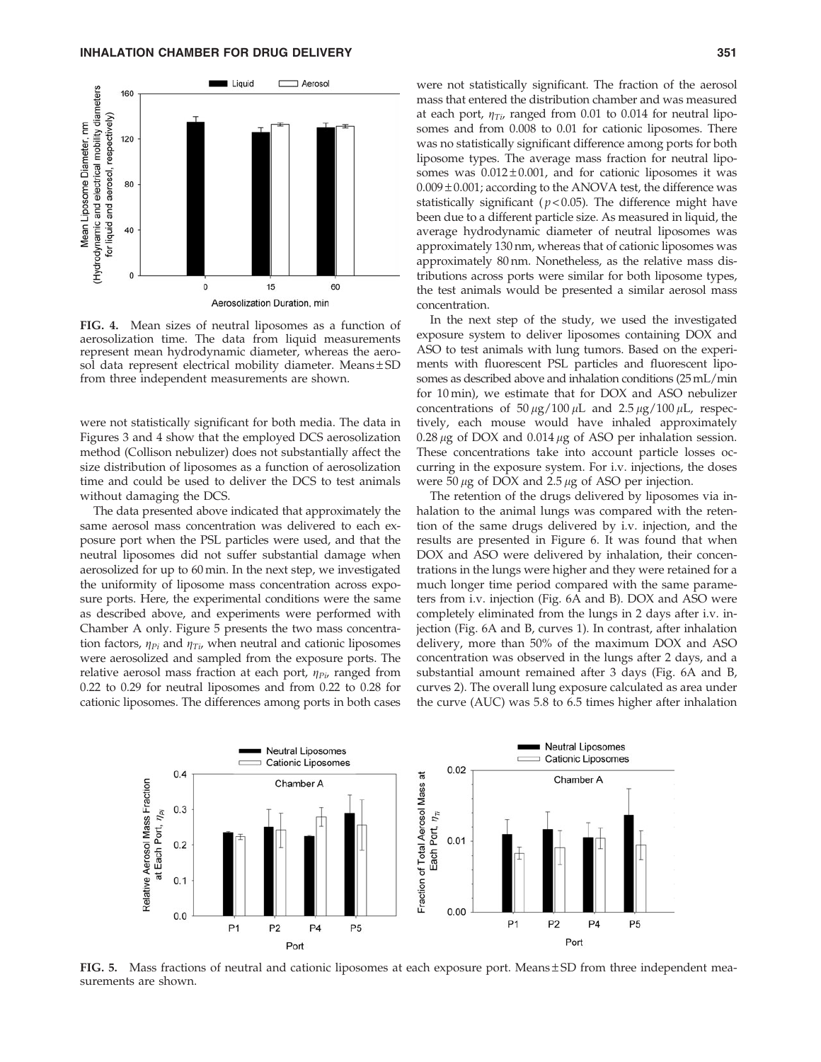FIG. 4. Mean sizes of neutral liposomes as a function of aerosolization time. The data from liquid measurements represent mean hydrodynamic diameter, whereas the aerosol data represent electrical mobility diameter. Means ± SD from three independent measurements are shown.

were not statistically significant for both media. The data in Figures 3 and 4 show that the employed DCS aerosolization method (Collison nebulizer) does not substantially affect the size distribution of liposomes as a function of aerosolization time and could be used to deliver the DCS to test animals without damaging the DCS.

The data presented above indicated that approximately the same aerosol mass concentration was delivered to each exposure port when the PSL particles were used, and that the neutral liposomes did not suffer substantial damage when aerosolized for up to 60 min. In the next step, we investigated the uniformity of liposome mass concentration across exposure ports. Here, the experimental conditions were the same as described above, and experiments were performed with Chamber A only. Figure 5 presents the two mass concentration factors, $\eta_{Pi}$ and $\eta_{Ti}$, when neutral and cationic liposomes were aerosolized and sampled from the exposure ports. The relative aerosol mass fraction at each port, $\eta_{Pi}$, ranged from 0.22 to 0.29 for neutral liposomes and from 0.22 to 0.28 for cationic liposomes. The differences among ports in both cases were not statistically significant. The fraction of the aerosol mass that entered the distribution chamber and was measured at each port, $\eta_{Ti}$, ranged from 0.01 to 0.014 for neutral liposomes and from 0.008 to 0.01 for cationic liposomes. There was no statistically significant difference among ports for both liposome types. The average mass fraction for neutral liposomes was $0.012 \pm 0.001$, and for cationic liposomes it was $0.009 \pm 0.001$; according to the ANOVA test, the difference was statistically significant ($p < 0.05$). The difference might have been due to a different particle size. As measured in liquid, the average hydrodynamic diameter of neutral liposomes was approximately 130 nm, whereas that of cationic liposomes was approximately 80 nm. Nonetheless, as the relative mass distributions across ports were similar for both liposome types, the test animals would be presented a similar aerosol mass concentration.

In the next step of the study, we used the investigated exposure system to deliver liposomes containing DOX and ASO to test animals with lung tumors. Based on the experiments with fluorescent PSL particles and fluorescent liposomes as described above and inhalation conditions (25 mL/min for 10 min), we estimate that for DOX and ASO nebulizer concentrations of 50 $\mu$g/100 $\mu$L and 2.5 $\mu$g/100 $\mu$L, respectively, each mouse would have inhaled approximately 0.28 $\mu$g of DOX and 0.014 $\mu$g of ASO per inhalation session. These concentrations take into account particle losses occurring in the exposure system. For i.v. injections, the doses were 50 $\mu$g of DOX and 2.5 $\mu$g of ASO per injection.

The retention of the drugs delivered by liposomes via inhalation to the animal lungs was compared with the retention of the same drugs delivered by i.v. injection, and the results are presented in Figure 6. It was found that when DOX and ASO were delivered by inhalation, their concentrations in the lungs were higher and they were retained for a much longer time period compared with the same parameters from i.v. injection (Fig. 6A and B). DOX and ASO were completely eliminated from the lungs in 2 days after i.v. injection (Fig. 6A and B, curves 1). In contrast, after inhalation delivery, more than 50% of the maximum DOX and ASO concentration was observed in the lungs after 2 days, and a substantial amount remained after 3 days (Fig. 6A and B, curves 2). The overall lung exposure calculated as area under the curve (AUC) was 5.8 to 6.5 times higher after inhalation

FIG. 5. Mass fractions of neutral and cationic liposomes at each exposure port. Means ± SD from three independent measurements are shown.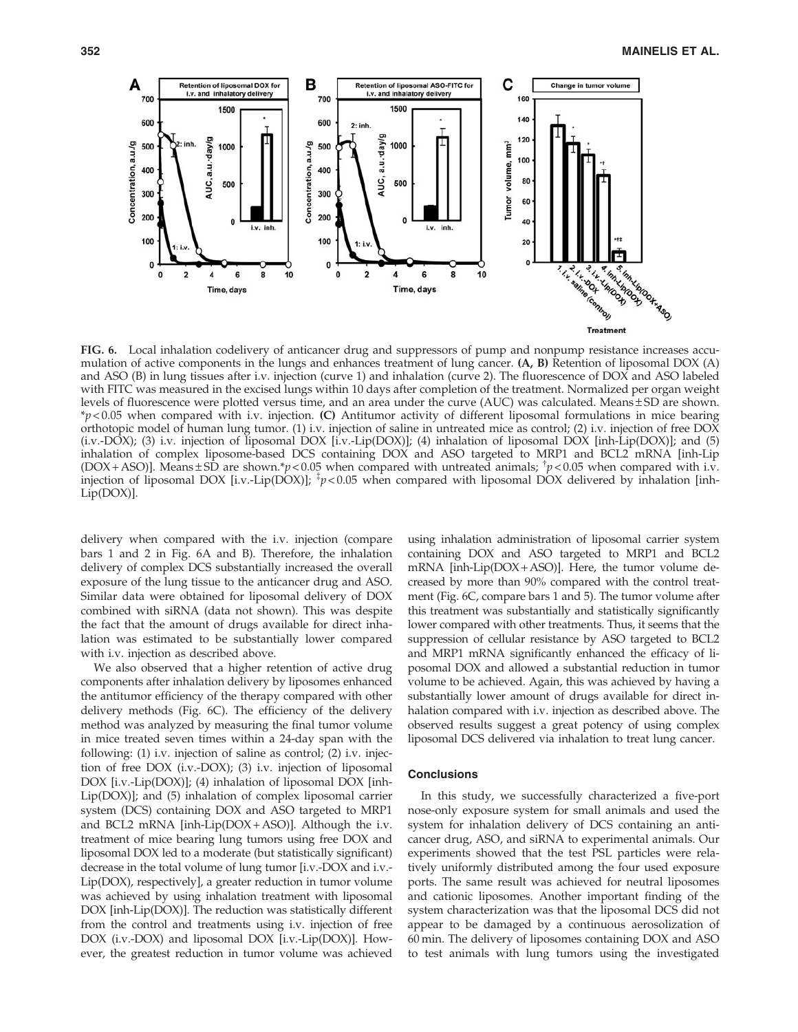**FIG. 6.** Local inhalation codelivery of anticancer drug and suppressors of pump and nonpump resistance increases accumulation of active components in the lungs and enhances treatment of lung cancer. **(A, B)** Retention of liposomal DOX (A) and ASO (B) in lung tissues after i.v. injection (curve 1) and inhalation (curve 2). The fluorescence of DOX and ASO labeled with FITC was measured in the excised lungs within 10 days after completion of the treatment. Normalized per organ weight levels of fluorescence were plotted versus time, and an area under the curve (AUC) was calculated. Means ± SD are shown. *$p < 0.05$ when compared with i.v. injection. **(C)** Antitumor activity of different liposomal formulations in mice bearing orthotopic model of human lung tumor. (1) i.v. injection of saline in untreated mice as control; (2) i.v. injection of free DOX (i.v.-DOX); (3) i.v. injection of liposomal DOX [i.v.-Lip(DOX)]; (4) inhalation of liposomal DOX [inh-Lip(DOX)]; and (5) inhalation of complex liposome-based DCS containing DOX and ASO targeted to MRP1 and BCL2 mRNA [inh-Lip (DOX + ASO)]. Means ± SD are shown.*$p < 0.05$ when compared with untreated animals; †$p < 0.05$ when compared with i.v. injection of liposomal DOX [i.v.-Lip(DOX)]; ‡$p < 0.05$ when compared with liposomal DOX delivered by inhalation [inh-Lip(DOX)].

delivery when compared with the i.v. injection (compare bars 1 and 2 in Fig. 6A and B). Therefore, the inhalation delivery of complex DCS substantially increased the overall exposure of the lung tissue to the anticancer drug and ASO. Similar data were obtained for liposomal delivery of DOX combined with siRNA (data not shown). This was despite the fact that the amount of drugs available for direct inhalation was estimated to be substantially lower compared with i.v. injection as described above.

We also observed that a higher retention of active drug components after inhalation delivery by liposomes enhanced the antitumor efficiency of the therapy compared with other delivery methods (Fig. 6C). The efficiency of the delivery method was analyzed by measuring the final tumor volume in mice treated seven times within a 24-day span with the following: (1) i.v. injection of saline as control; (2) i.v. injection of free DOX (i.v.-DOX); (3) i.v. injection of liposomal DOX [i.v.-Lip(DOX)]; (4) inhalation of liposomal DOX [inh-Lip(DOX)]; and (5) inhalation of complex liposomal carrier system (DCS) containing DOX and ASO targeted to MRP1 and BCL2 mRNA [inh-Lip(DOX + ASO)]. Although the i.v. treatment of mice bearing lung tumors using free DOX and liposomal DOX led to a moderate (but statistically significant) decrease in the total volume of lung tumor [i.v.-DOX and i.v.-Lip(DOX), respectively], a greater reduction in tumor volume was achieved by using inhalation treatment with liposomal DOX [inh-Lip(DOX)]. The reduction was statistically different from the control and treatments using i.v. injection of free DOX (i.v.-DOX) and liposomal DOX [i.v.-Lip(DOX)]. However, the greatest reduction in tumor volume was achieved using inhalation administration of liposomal carrier system containing DOX and ASO targeted to MRP1 and BCL2 mRNA [inh-Lip(DOX + ASO)]. Here, the tumor volume decreased by more than 90% compared with the control treatment (Fig. 6C, compare bars 1 and 5). The tumor volume after this treatment was substantially and statistically significantly lower compared with other treatments. Thus, it seems that the suppression of cellular resistance by ASO targeted to BCL2 and MRP1 mRNA significantly enhanced the efficacy of liposomal DOX and allowed a substantial reduction in tumor volume to be achieved. Again, this was achieved by having a substantially lower amount of drugs available for direct inhalation compared with i.v. injection as described above. The observed results suggest a great potency of using complex liposomal DCS delivered via inhalation to treat lung cancer.

## Conclusions

In this study, we successfully characterized a five-port nose-only exposure system for small animals and used the system for inhalation delivery of DCS containing an anticancer drug, ASO, and siRNA to experimental animals. Our experiments showed that the test PSL particles were relatively uniformly distributed among the four used exposure ports. The same result was achieved for neutral liposomes and cationic liposomes. Another important finding of the system characterization was that the liposomal DCS did not appear to be damaged by a continuous aerosolization of 60 min. The delivery of liposomes containing DOX and ASO to test animals with lung tumors using the investigated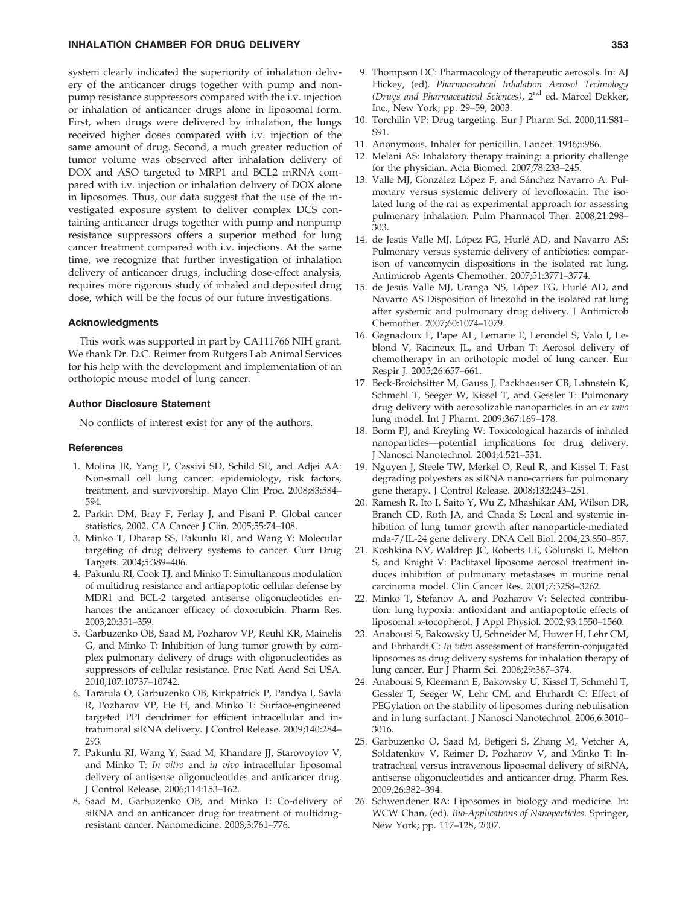system clearly indicated the superiority of inhalation delivery of the anticancer drugs together with pump and nonpump resistance suppressors compared with the i.v. injection or inhalation of anticancer drugs alone in liposomal form. First, when drugs were delivered by inhalation, the lungs received higher doses compared with i.v. injection of the same amount of drug. Second, a much greater reduction of tumor volume was observed after inhalation delivery of DOX and ASO targeted to MRP1 and BCL2 mRNA compared with i.v. injection or inhalation delivery of DOX alone in liposomes. Thus, our data suggest that the use of the investigated exposure system to deliver complex DCS containing anticancer drugs together with pump and nonpump resistance suppressors offers a superior method for lung cancer treatment compared with i.v. injections. At the same time, we recognize that further investigation of inhalation delivery of anticancer drugs, including dose-effect analysis, requires more rigorous study of inhaled and deposited drug dose, which will be the focus of our future investigations.

### Acknowledgments

This work was supported in part by CA111766 NIH grant. We thank Dr. D.C. Reimer from Rutgers Lab Animal Services for his help with the development and implementation of an orthotopic mouse model of lung cancer.

### Author Disclosure Statement

No conflicts of interest exist for any of the authors.

### References

1. Molina JR, Yang P, Cassivi SD, Schild SE, and Adjei AA: Non-small cell lung cancer: epidemiology, risk factors, treatment, and survivorship. Mayo Clin Proc. 2008;83:584–594.
2. Parkin DM, Bray F, Ferlay J, and Pisani P: Global cancer statistics, 2002. CA Cancer J Clin. 2005;55:74–108.
3. Minko T, Dharap SS, Pakunlu RI, and Wang Y: Molecular targeting of drug delivery systems to cancer. Curr Drug Targets. 2004;5:389–406.
4. Pakunlu RI, Cook TJ, and Minko T: Simultaneous modulation of multidrug resistance and antiapoptotic cellular defense by MDR1 and BCL-2 targeted antisense oligonucleotides enhances the anticancer efficacy of doxorubicin. Pharm Res. 2003;20:351–359.
5. Garbuzenko OB, Saad M, Pozharov VP, Reuhl KR, Mainelis G, and Minko T: Inhibition of lung tumor growth by complex pulmonary delivery of drugs with oligonucleotides as suppressors of cellular resistance. Proc Natl Acad Sci USA. 2010;107:10737–10742.
6. Taratula O, Garbuzenko OB, Kirkpatrick P, Pandya I, Savla R, Pozharov VP, He H, and Minko T: Surface-engineered targeted PPI dendrimer for efficient intracellular and intratumoral siRNA delivery. J Control Release. 2009;140:284–293.
7. Pakunlu RI, Wang Y, Saad M, Khandare JJ, Starovoytov V, and Minko T: *In vitro* and *in vivo* intracellular liposomal delivery of antisense oligonucleotides and anticancer drug. J Control Release. 2006;114:153–162.
8. Saad M, Garbuzenko OB, and Minko T: Co-delivery of siRNA and an anticancer drug for treatment of multidrug-resistant cancer. Nanomedicine. 2008;3:761–776.
9. Thompson DC: Pharmacology of therapeutic aerosols. In: AJ Hickey, (ed). *Pharmaceutical Inhalation Aerosol Technology (Drugs and Pharmaceutical Sciences)*, 2nd ed. Marcel Dekker, Inc., New York; pp. 29–59, 2003.
10. Torchilin VP: Drug targeting. Eur J Pharm Sci. 2000;11:S81–S91.
11. Anonymous. Inhaler for penicillin. Lancet. 1946;i:986.
12. Melani AS: Inhalatory therapy training: a priority challenge for the physician. Acta Biomed. 2007;78:233–245.
13. Valle MJ, González López F, and Sánchez Navarro A: Pulmonary versus systemic delivery of levofloxacin. The isolated lung of the rat as experimental approach for assessing pulmonary inhalation. Pulm Pharmacol Ther. 2008;21:298–303.
14. de Jesús Valle MJ, López FG, Hurlé AD, and Navarro AS: Pulmonary versus systemic delivery of antibiotics: comparison of vancomycin dispositions in the isolated rat lung. Antimicrob Agents Chemother. 2007;51:3771–3774.
15. de Jesús Valle MJ, Uranga NS, López FG, Hurlé AD, and Navarro AS Disposition of linezolid in the isolated rat lung after systemic and pulmonary drug delivery. J Antimicrob Chemother. 2007;60:1074–1079.
16. Gagnadoux F, Pape AL, Lemarie E, Lerondel S, Valo I, Leblond V, Racineux JL, and Urban T: Aerosol delivery of chemotherapy in an orthotopic model of lung cancer. Eur Respir J. 2005;26:657–661.
17. Beck-Broichsitter M, Gauss J, Packhaeuser CB, Lahnstein K, Schmehl T, Seeger W, Kissel T, and Gessler T: Pulmonary drug delivery with aerosolizable nanoparticles in an *ex vivo* lung model. Int J Pharm. 2009;367:169–178.
18. Borm PJ, and Kreyling W: Toxicological hazards of inhaled nanoparticles—potential implications for drug delivery. J Nanosci Nanotechnol. 2004;4:521–531.
19. Nguyen J, Steele TW, Merkel O, Reul R, and Kissel T: Fast degrading polyesters as siRNA nano-carriers for pulmonary gene therapy. J Control Release. 2008;132:243–251.
20. Ramesh R, Ito I, Saito Y, Wu Z, Mhashikar AM, Wilson DR, Branch CD, Roth JA, and Chada S: Local and systemic inhibition of lung tumor growth after nanoparticle-mediated mda-7/IL-24 gene delivery. DNA Cell Biol. 2004;23:850–857.
21. Koshkina NV, Waldrep JC, Roberts LE, Golunski E, Melton S, and Knight V: Paclitaxel liposome aerosol treatment induces inhibition of pulmonary metastases in murine renal carcinoma model. Clin Cancer Res. 2001;7:3258–3262.
22. Minko T, Stefanov A, and Pozharov V: Selected contribution: lung hypoxia: antioxidant and antiapoptotic effects of liposomal $\alpha$-tocopherol. J Appl Physiol. 2002;93:1550–1560.
23. Anabousi S, Bakowsky U, Schneider M, Huwer H, Lehr CM, and Ehrhardt C: *In vitro* assessment of transferrin-conjugated liposomes as drug delivery systems for inhalation therapy of lung cancer. Eur J Pharm Sci. 2006;29:367–374.
24. Anabousi S, Kleemann E, Bakowsky U, Kissel T, Schmehl T, Gessler T, Seeger W, Lehr CM, and Ehrhardt C: Effect of PEGylation on the stability of liposomes during nebulisation and in lung surfactant. J Nanosci Nanotechnol. 2006;6:3010–3016.
25. Garbuzenko O, Saad M, Betigeri S, Zhang M, Vetcher A, Soldatenkov V, Reimer D, Pozharov V, and Minko T: Intratracheal versus intravenous liposomal delivery of siRNA, antisense oligonucleotides and anticancer drug. Pharm Res. 2009;26:382–394.
26. Schwendener RA: Liposomes in biology and medicine. In: WCW Chan, (ed). *Bio-Applications of Nanoparticles*. Springer, New York; pp. 117–128, 2007.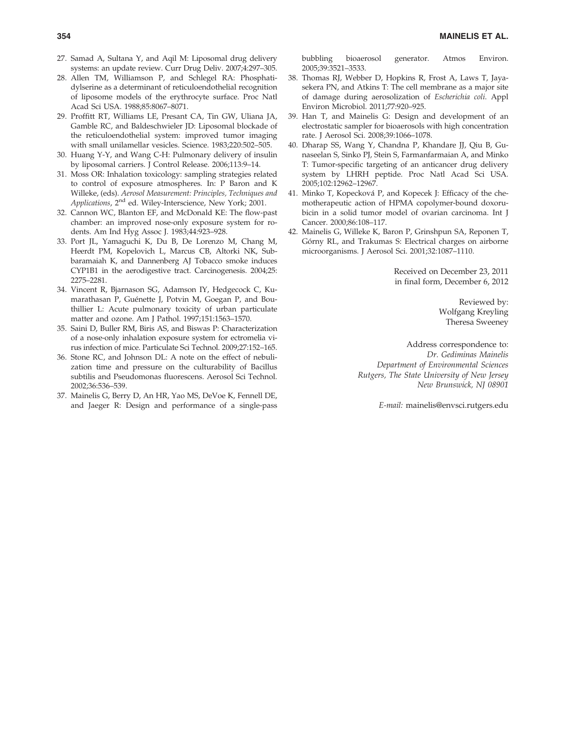27. Samad A, Sultana Y, and Aqil M: Liposomal drug delivery systems: an update review. Curr Drug Deliv. 2007;4:297–305.
28. Allen TM, Williamson P, and Schlegel RA: Phosphatidylserine as a determinant of reticuloendothelial recognition of liposome models of the erythrocyte surface. Proc Natl Acad Sci USA. 1988;85:8067–8071.
29. Proffitt RT, Williams LE, Presant CA, Tin GW, Uliana JA, Gamble RC, and Baldeschwieler JD: Liposomal blockade of the reticuloendothelial system: improved tumor imaging with small unilamellar vesicles. Science. 1983;220:502–505.
30. Huang Y-Y, and Wang C-H: Pulmonary delivery of insulin by liposomal carriers. J Control Release. 2006;113:9–14.
31. Moss OR: Inhalation toxicology: sampling strategies related to control of exposure atmospheres. In: P Baron and K Willeke, (eds). *Aerosol Measurement: Principles, Techniques and Applications*, 2nd ed. Wiley-Interscience, New York; 2001.
32. Cannon WC, Blanton EF, and McDonald KE: The flow-past chamber: an improved nose-only exposure system for rodents. Am Ind Hyg Assoc J. 1983;44:923–928.
33. Port JL, Yamaguchi K, Du B, De Lorenzo M, Chang M, Heerdt PM, Kopelovich L, Marcus CB, Altorki NK, Subbaramaiah K, and Dannenberg AJ Tobacco smoke induces CYP1B1 in the aerodigestive tract. Carcinogenesis. 2004;25: 2275–2281.
34. Vincent R, Bjarnason SG, Adamson IY, Hedgecock C, Kumarathasan P, Guénette J, Potvin M, Goegan P, and Bouthillier L: Acute pulmonary toxicity of urban particulate matter and ozone. Am J Pathol. 1997;151:1563–1570.
35. Saini D, Buller RM, Biris AS, and Biswas P: Characterization of a nose-only inhalation exposure system for ectromelia virus infection of mice. Particulate Sci Technol. 2009;27:152–165.
36. Stone RC, and Johnson DL: A note on the effect of nebulization time and pressure on the culturability of Bacillus subtilis and Pseudomonas fluorescens. Aerosol Sci Technol. 2002;36:536–539.
37. Mainelis G, Berry D, An HR, Yao MS, DeVoe K, Fennell DE, and Jaeger R: Design and performance of a single-pass bubbling bioaerosol generator. Atmos Environ. 2005;39:3521–3533.
38. Thomas RJ, Webber D, Hopkins R, Frost A, Laws T, Jayasekera PN, and Atkins T: The cell membrane as a major site of damage during aerosolization of *Escherichia coli*. Appl Environ Microbiol. 2011;77:920–925.
39. Han T, and Mainelis G: Design and development of an electrostatic sampler for bioaerosols with high concentration rate. J Aerosol Sci. 2008;39:1066–1078.
40. Dharap SS, Wang Y, Chandna P, Khandare JJ, Qiu B, Gunaseelan S, Sinko PJ, Stein S, Farmanfarmaian A, and Minko T: Tumor-specific targeting of an anticancer drug delivery system by LHRH peptide. Proc Natl Acad Sci USA. 2005;102:12962–12967.
41. Minko T, Kopecková P, and Kopecek J: Efficacy of the chemotherapeutic action of HPMA copolymer-bound doxorubicin in a solid tumor model of ovarian carcinoma. Int J Cancer. 2000;86:108–117.
42. Mainelis G, Willeke K, Baron P, Grinshpun SA, Reponen T, Górny RL, and Trakumas S: Electrical charges on airborne microorganisms. J Aerosol Sci. 2001;32:1087–1110.

Received on December 23, 2011
in final form, December 6, 2012

Reviewed by:
Wolfgang Kreyling
Theresa Sweeney

Address correspondence to:
*Dr. Gediminas Mainelis*
*Department of Environmental Sciences*
*Rutgers, The State University of New Jersey*
*New Brunswick, NJ 08901*

*E-mail:* mainelis@envsci.rutgers.edu